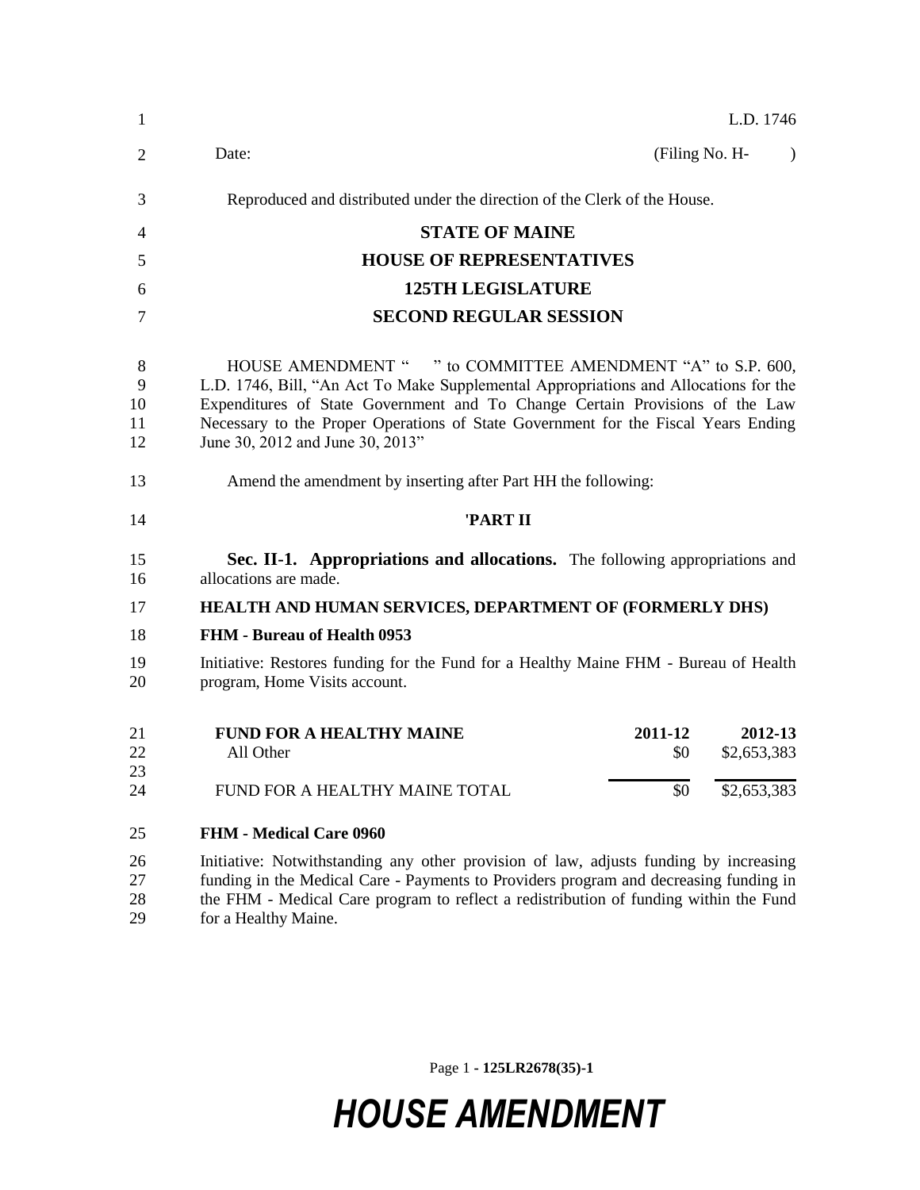L.D. 1746

Date: (Filing No. H- )

Reproduced and distributed under the direction of the Clerk of the House.

**STATE OF MAINE**

**HOUSE OF REPRESENTATIVES**

**125TH LEGISLATURE**

**SECOND REGULAR SESSION**

HOUSE AMENDMENT " " to COMMITTEE AMENDMENT "A" to S.P. 600, L.D. 1746, Bill, "An Act To Make Supplemental Appropriations and Allocations for the Expenditures of State Government and To Change Certain Provisions of the Law Necessary to the Proper Operations of State Government for the Fiscal Years Ending June 30, 2012 and June 30, 2013"

Amend the amendment by inserting after Part HH the following:

**'PART II**

**Sec. II-1. Appropriations and allocations.** The following appropriations and allocations are made.

**HEALTH AND HUMAN SERVICES, DEPARTMENT OF (FORMERLY DHS)**

**FHM - Bureau of Health 0953**

Initiative: Restores funding for the Fund for a Healthy Maine FHM - Bureau of Health program, Home Visits account.

| FUND FOR A HEALTHY MAINE | 2011-12 | 2012-13 |
|---|---|---|
| All Other | $0 | $2,653,383 |
| FUND FOR A HEALTHY MAINE TOTAL | $0 | $2,653,383 |

**FHM - Medical Care 0960**

Initiative: Notwithstanding any other provision of law, adjusts funding by increasing funding in the Medical Care - Payments to Providers program and decreasing funding in the FHM - Medical Care program to reflect a redistribution of funding within the Fund for a Healthy Maine.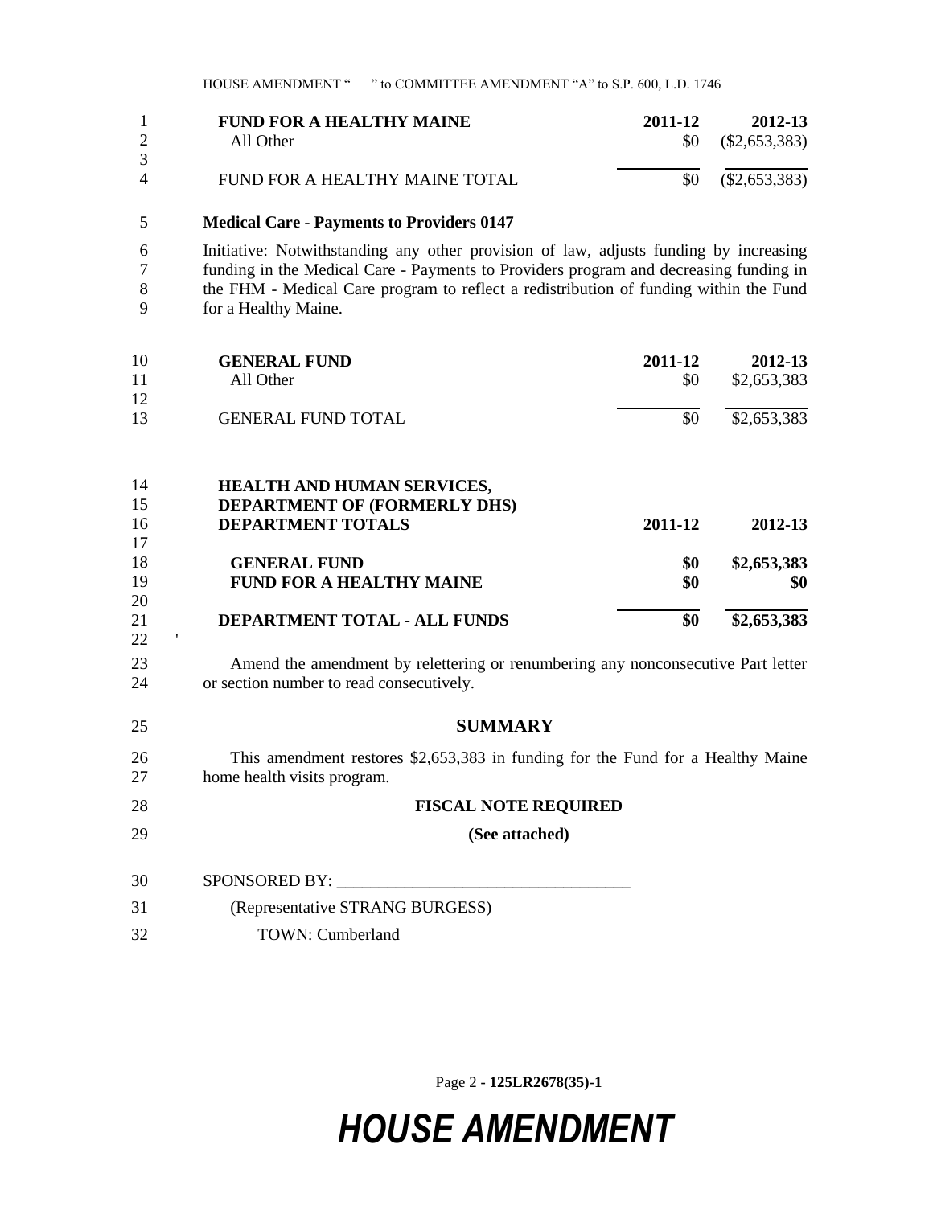| FUND FOR A HEALTHY MAINE | 2011-12 | 2012-13 |
|---|---|---|
| All Other | $0 | ($2,653,383) |
| FUND FOR A HEALTHY MAINE TOTAL | $0 | ($2,653,383) |

**Medical Care - Payments to Providers 0147**

Initiative: Notwithstanding any other provision of law, adjusts funding by increasing funding in the Medical Care - Payments to Providers program and decreasing funding in the FHM - Medical Care program to reflect a redistribution of funding within the Fund for a Healthy Maine.

| GENERAL FUND | 2011-12 | 2012-13 |
|---|---|---|
| All Other | $0 | $2,653,383 |
| GENERAL FUND TOTAL | $0 | $2,653,383 |

| HEALTH AND HUMAN SERVICES, DEPARTMENT OF (FORMERLY DHS) DEPARTMENT TOTALS | 2011-12 | 2012-13 |
|---|---|---|
| **GENERAL FUND** | **$0** | **$2,653,383** |
| **FUND FOR A HEALTHY MAINE** | **$0** | **$0** |
| **DEPARTMENT TOTAL - ALL FUNDS** | **$0** | **$2,653,383** |

'

Amend the amendment by relettering or renumbering any nonconsecutive Part letter or section number to read consecutively.

## SUMMARY

This amendment restores $2,653,383 in funding for the Fund for a Healthy Maine home health visits program.

**FISCAL NOTE REQUIRED**

**(See attached)**

SPONSORED BY: ___________________________________

(Representative STRANG BURGESS)

TOWN: Cumberland